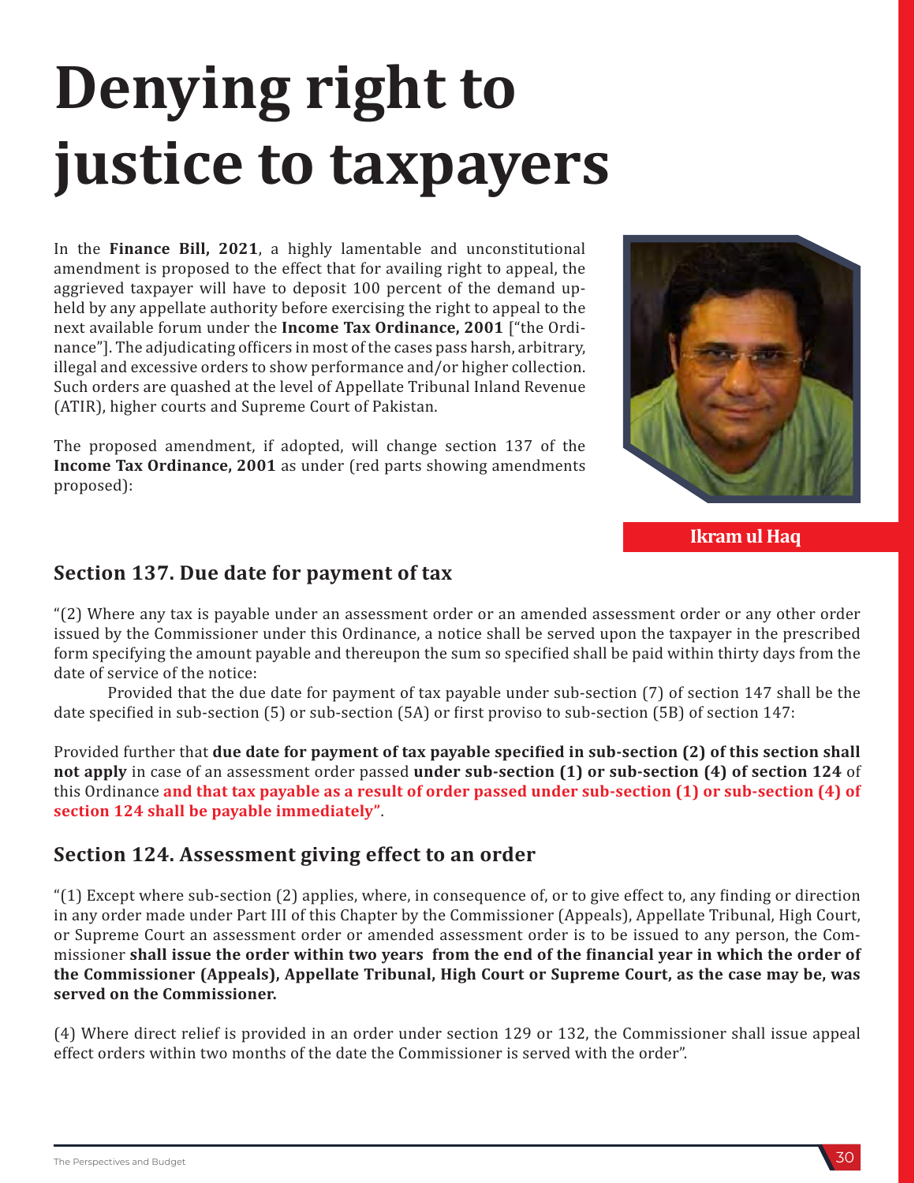# Denying right to justice to taxpayers

**Ikram ul Haq**

In the **Finance Bill, 2021**, a highly lamentable and unconstitutional amendment is proposed to the effect that for availing right to appeal, the aggrieved taxpayer will have to deposit 100 percent of the demand upheld by any appellate authority before exercising the right to appeal to the next available forum under the **Income Tax Ordinance, 2001** ["the Ordinance"]. The adjudicating officers in most of the cases pass harsh, arbitrary, illegal and excessive orders to show performance and/or higher collection. Such orders are quashed at the level of Appellate Tribunal Inland Revenue (ATIR), higher courts and Supreme Court of Pakistan.

The proposed amendment, if adopted, will change section 137 of the **Income Tax Ordinance, 2001** as under (red parts showing amendments proposed):

## Section 137. Due date for payment of tax

"(2) Where any tax is payable under an assessment order or an amended assessment order or any other order issued by the Commissioner under this Ordinance, a notice shall be served upon the taxpayer in the prescribed form specifying the amount payable and thereupon the sum so specified shall be paid within thirty days from the date of service of the notice:

Provided that the due date for payment of tax payable under sub-section (7) of section 147 shall be the date specified in sub-section (5) or sub-section (5A) or first proviso to sub-section (5B) of section 147:

Provided further that **due date for payment of tax payable specified in sub-section (2) of this section shall not apply** in case of an assessment order passed **under sub-section (1) or sub-section (4) of section 124** of this Ordinance **and that tax payable as a result of order passed under sub-section (1) or sub-section (4) of section 124 shall be payable immediately"**.

## Section 124. Assessment giving effect to an order

"(1) Except where sub-section (2) applies, where, in consequence of, or to give effect to, any finding or direction in any order made under Part III of this Chapter by the Commissioner (Appeals), Appellate Tribunal, High Court, or Supreme Court an assessment order or amended assessment order is to be issued to any person, the Commissioner **shall issue the order within two years from the end of the financial year in which the order of the Commissioner (Appeals), Appellate Tribunal, High Court or Supreme Court, as the case may be, was served on the Commissioner.**

(4) Where direct relief is provided in an order under section 129 or 132, the Commissioner shall issue appeal effect orders within two months of the date the Commissioner is served with the order".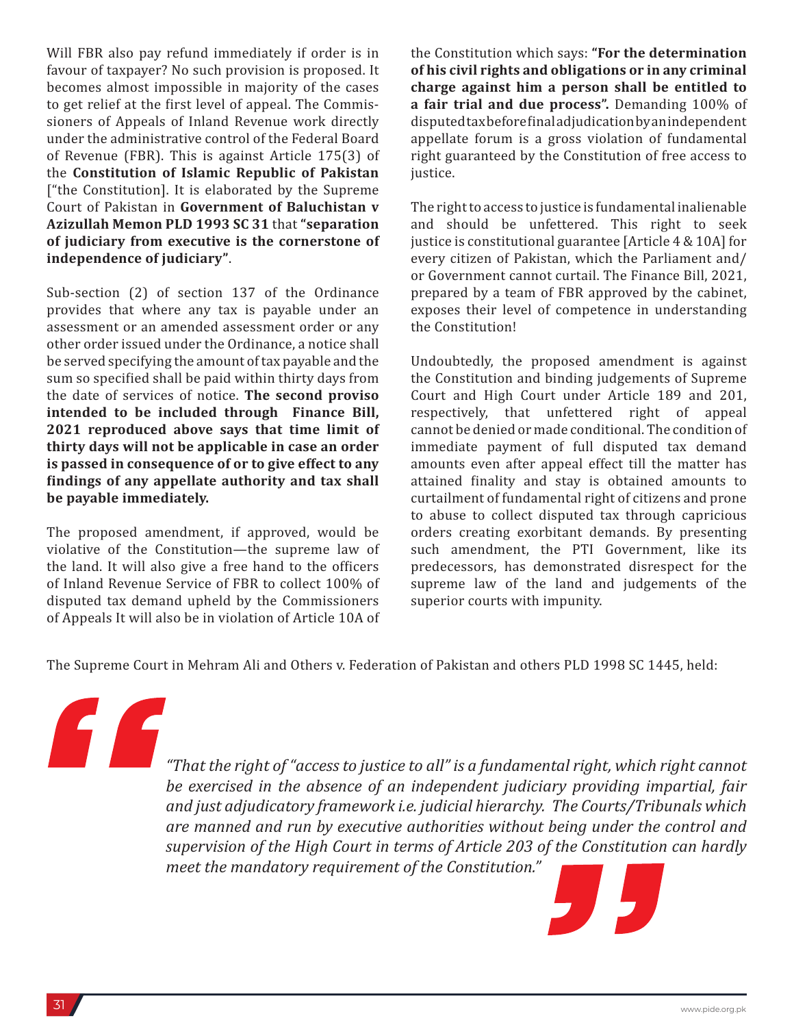Will FBR also pay refund immediately if order is in favour of taxpayer? No such provision is proposed. It becomes almost impossible in majority of the cases to get relief at the first level of appeal. The Commissioners of Appeals of Inland Revenue work directly under the administrative control of the Federal Board of Revenue (FBR). This is against Article 175(3) of the **Constitution of Islamic Republic of Pakistan** ["the Constitution]. It is elaborated by the Supreme Court of Pakistan in **Government of Baluchistan v Azizullah Memon PLD 1993 SC 31** that **"separation of judiciary from executive is the cornerstone of independence of judiciary"**.

Sub-section (2) of section 137 of the Ordinance provides that where any tax is payable under an assessment or an amended assessment order or any other order issued under the Ordinance, a notice shall be served specifying the amount of tax payable and the sum so specified shall be paid within thirty days from the date of services of notice. **The second proviso intended to be included through Finance Bill, 2021 reproduced above says that time limit of thirty days will not be applicable in case an order is passed in consequence of or to give effect to any findings of any appellate authority and tax shall be payable immediately.**

The proposed amendment, if approved, would be violative of the Constitution—the supreme law of the land. It will also give a free hand to the officers of Inland Revenue Service of FBR to collect 100% of disputed tax demand upheld by the Commissioners of Appeals It will also be in violation of Article 10A of the Constitution which says: **"For the determination of his civil rights and obligations or in any criminal charge against him a person shall be entitled to a fair trial and due process".** Demanding 100% of disputed tax before final adjudication by an independent appellate forum is a gross violation of fundamental right guaranteed by the Constitution of free access to justice.

The right to access to justice is fundamental inalienable and should be unfettered. This right to seek justice is constitutional guarantee [Article 4 & 10A] for every citizen of Pakistan, which the Parliament and/ or Government cannot curtail. The Finance Bill, 2021, prepared by a team of FBR approved by the cabinet, exposes their level of competence in understanding the Constitution!

Undoubtedly, the proposed amendment is against the Constitution and binding judgements of Supreme Court and High Court under Article 189 and 201, respectively, that unfettered right of appeal cannot be denied or made conditional. The condition of immediate payment of full disputed tax demand amounts even after appeal effect till the matter has attained finality and stay is obtained amounts to curtailment of fundamental right of citizens and prone to abuse to collect disputed tax through capricious orders creating exorbitant demands. By presenting such amendment, the PTI Government, like its predecessors, has demonstrated disrespect for the supreme law of the land and judgements of the superior courts with impunity.

The Supreme Court in Mehram Ali and Others v. Federation of Pakistan and others PLD 1998 SC 1445, held:

> *"That the right of "access to justice to all" is a fundamental right, which right cannot be exercised in the absence of an independent judiciary providing impartial, fair and just adjudicatory framework i.e. judicial hierarchy. The Courts/Tribunals which are manned and run by executive authorities without being under the control and supervision of the High Court in terms of Article 203 of the Constitution can hardly meet the mandatory requirement of the Constitution."*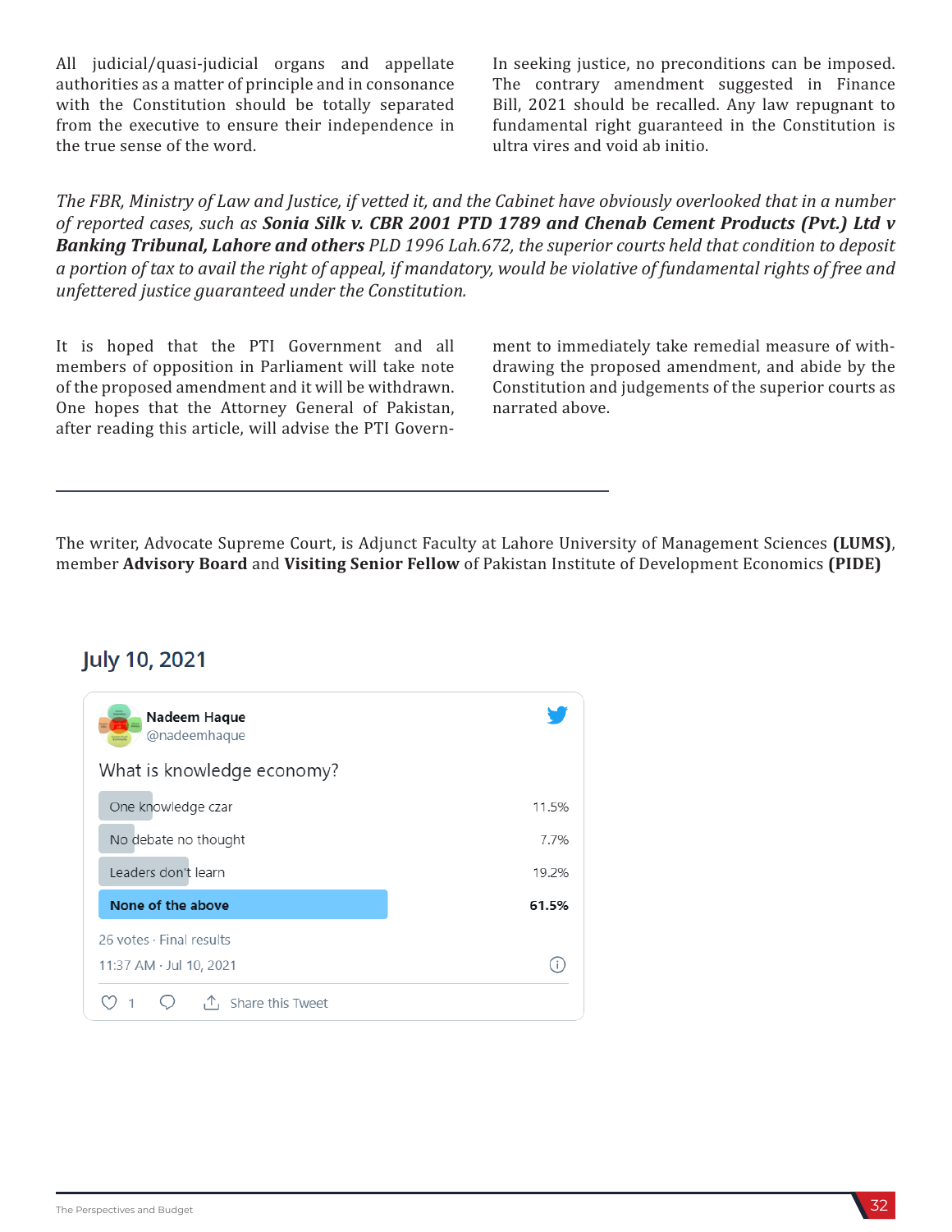All judicial/quasi-judicial organs and appellate authorities as a matter of principle and in consonance with the Constitution should be totally separated from the executive to ensure their independence in the true sense of the word.

In seeking justice, no preconditions can be imposed. The contrary amendment suggested in Finance Bill, 2021 should be recalled. Any law repugnant to fundamental right guaranteed in the Constitution is ultra vires and void ab initio.

*The FBR, Ministry of Law and Justice, if vetted it, and the Cabinet have obviously overlooked that in a number of reported cases, such as* ***Sonia Silk v. CBR 2001 PTD 1789 and Chenab Cement Products (Pvt.) Ltd v Banking Tribunal, Lahore and others*** *PLD 1996 Lah.672, the superior courts held that condition to deposit a portion of tax to avail the right of appeal, if mandatory, would be violative of fundamental rights of free and unfettered justice guaranteed under the Constitution.*

It is hoped that the PTI Government and all members of opposition in Parliament will take note of the proposed amendment and it will be withdrawn. One hopes that the Attorney General of Pakistan, after reading this article, will advise the PTI Government to immediately take remedial measure of withdrawing the proposed amendment, and abide by the Constitution and judgements of the superior courts as narrated above.

---

The writer, Advocate Supreme Court, is Adjunct Faculty at Lahore University of Management Sciences **(LUMS)**, member **Advisory Board** and **Visiting Senior Fellow** of Pakistan Institute of Development Economics **(PIDE)**

## July 10, 2021

**Nadeem Haque**
@nadeemhaque

What is knowledge economy?

One knowledge czar 11.5%
No debate no thought 7.7%
Leaders don't learn 19.2%
**None of the above 61.5%**

26 votes · Final results

11:37 AM · Jul 10, 2021

1

Share this Tweet